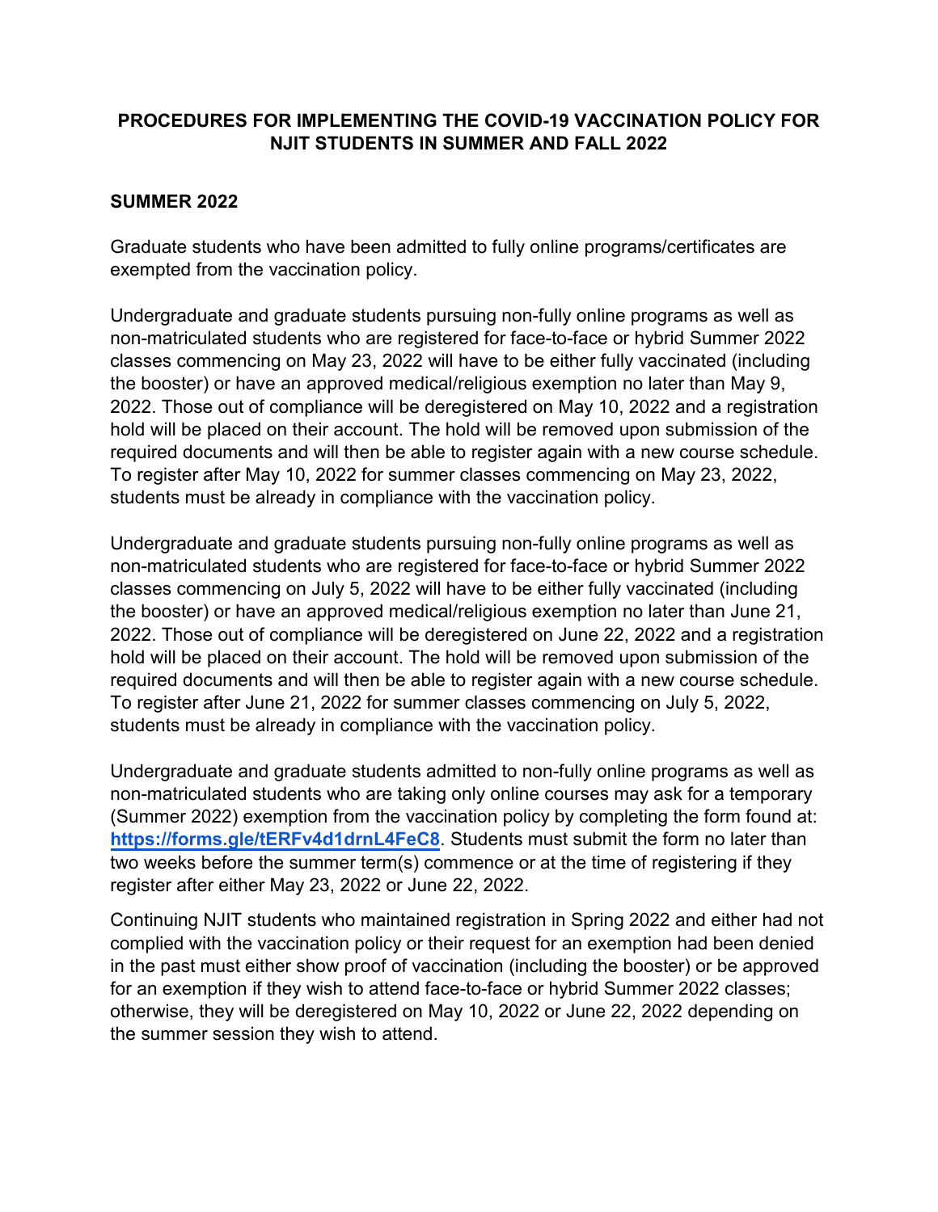# PROCEDURES FOR IMPLEMENTING THE COVID-19 VACCINATION POLICY FOR NJIT STUDENTS IN SUMMER AND FALL 2022

## SUMMER 2022

Graduate students who have been admitted to fully online programs/certificates are exempted from the vaccination policy.

Undergraduate and graduate students pursuing non-fully online programs as well as non-matriculated students who are registered for face-to-face or hybrid Summer 2022 classes commencing on May 23, 2022 will have to be either fully vaccinated (including the booster) or have an approved medical/religious exemption no later than May 9, 2022. Those out of compliance will be deregistered on May 10, 2022 and a registration hold will be placed on their account. The hold will be removed upon submission of the required documents and will then be able to register again with a new course schedule. To register after May 10, 2022 for summer classes commencing on May 23, 2022, students must be already in compliance with the vaccination policy.

Undergraduate and graduate students pursuing non-fully online programs as well as non-matriculated students who are registered for face-to-face or hybrid Summer 2022 classes commencing on July 5, 2022 will have to be either fully vaccinated (including the booster) or have an approved medical/religious exemption no later than June 21, 2022. Those out of compliance will be deregistered on June 22, 2022 and a registration hold will be placed on their account. The hold will be removed upon submission of the required documents and will then be able to register again with a new course schedule. To register after June 21, 2022 for summer classes commencing on July 5, 2022, students must be already in compliance with the vaccination policy.

Undergraduate and graduate students admitted to non-fully online programs as well as non-matriculated students who are taking only online courses may ask for a temporary (Summer 2022) exemption from the vaccination policy by completing the form found at: **https://forms.gle/tERFv4d1drnL4FeC8**. Students must submit the form no later than two weeks before the summer term(s) commence or at the time of registering if they register after either May 23, 2022 or June 22, 2022.

Continuing NJIT students who maintained registration in Spring 2022 and either had not complied with the vaccination policy or their request for an exemption had been denied in the past must either show proof of vaccination (including the booster) or be approved for an exemption if they wish to attend face-to-face or hybrid Summer 2022 classes; otherwise, they will be deregistered on May 10, 2022 or June 22, 2022 depending on the summer session they wish to attend.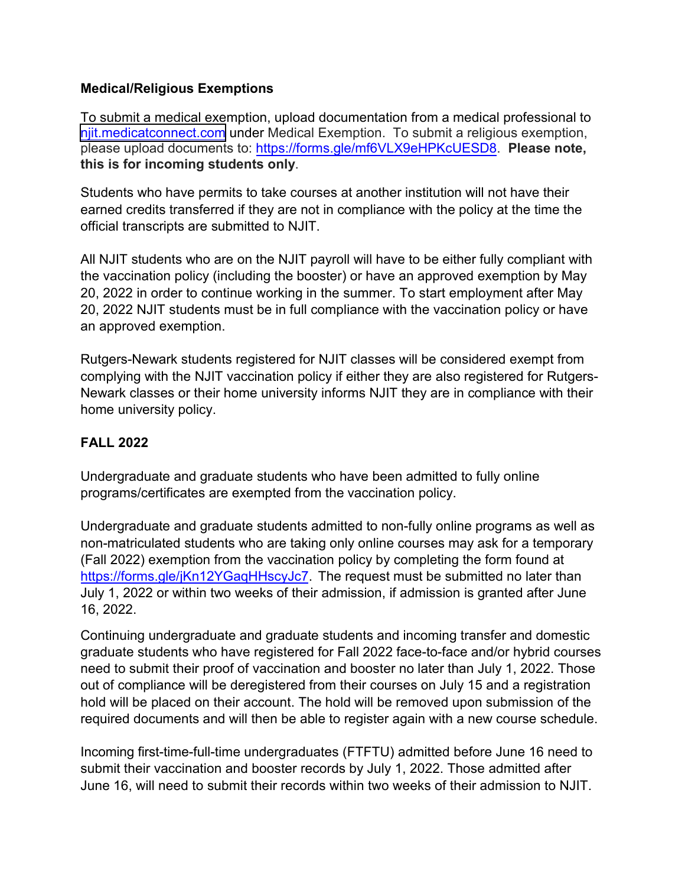**Medical/Religious Exemptions**

To submit a medical exemption, upload documentation from a medical professional to njit.medicatconnect.com under Medical Exemption. To submit a religious exemption, please upload documents to: https://forms.gle/mf6VLX9eHPKcUESD8. **Please note, this is for incoming students only**.

Students who have permits to take courses at another institution will not have their earned credits transferred if they are not in compliance with the policy at the time the official transcripts are submitted to NJIT.

All NJIT students who are on the NJIT payroll will have to be either fully compliant with the vaccination policy (including the booster) or have an approved exemption by May 20, 2022 in order to continue working in the summer. To start employment after May 20, 2022 NJIT students must be in full compliance with the vaccination policy or have an approved exemption.

Rutgers-Newark students registered for NJIT classes will be considered exempt from complying with the NJIT vaccination policy if either they are also registered for Rutgers-Newark classes or their home university informs NJIT they are in compliance with their home university policy.

**FALL 2022**

Undergraduate and graduate students who have been admitted to fully online programs/certificates are exempted from the vaccination policy.

Undergraduate and graduate students admitted to non-fully online programs as well as non-matriculated students who are taking only online courses may ask for a temporary (Fall 2022) exemption from the vaccination policy by completing the form found at https://forms.gle/jKn12YGaqHHscyJc7. The request must be submitted no later than July 1, 2022 or within two weeks of their admission, if admission is granted after June 16, 2022.

Continuing undergraduate and graduate students and incoming transfer and domestic graduate students who have registered for Fall 2022 face-to-face and/or hybrid courses need to submit their proof of vaccination and booster no later than July 1, 2022. Those out of compliance will be deregistered from their courses on July 15 and a registration hold will be placed on their account. The hold will be removed upon submission of the required documents and will then be able to register again with a new course schedule.

Incoming first-time-full-time undergraduates (FTFTU) admitted before June 16 need to submit their vaccination and booster records by July 1, 2022. Those admitted after June 16, will need to submit their records within two weeks of their admission to NJIT.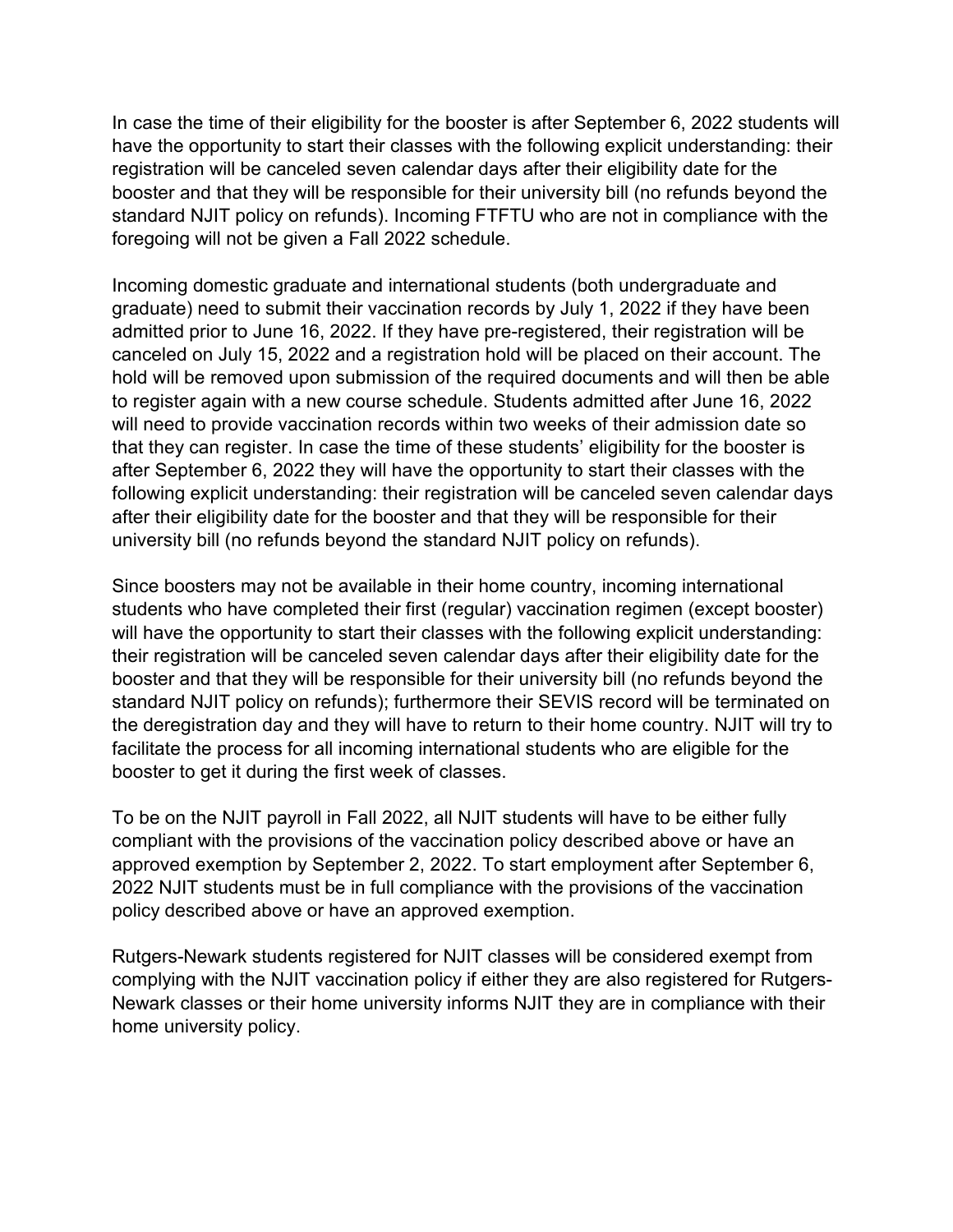In case the time of their eligibility for the booster is after September 6, 2022 students will have the opportunity to start their classes with the following explicit understanding: their registration will be canceled seven calendar days after their eligibility date for the booster and that they will be responsible for their university bill (no refunds beyond the standard NJIT policy on refunds). Incoming FTFTU who are not in compliance with the foregoing will not be given a Fall 2022 schedule.

Incoming domestic graduate and international students (both undergraduate and graduate) need to submit their vaccination records by July 1, 2022 if they have been admitted prior to June 16, 2022. If they have pre-registered, their registration will be canceled on July 15, 2022 and a registration hold will be placed on their account. The hold will be removed upon submission of the required documents and will then be able to register again with a new course schedule. Students admitted after June 16, 2022 will need to provide vaccination records within two weeks of their admission date so that they can register. In case the time of these students' eligibility for the booster is after September 6, 2022 they will have the opportunity to start their classes with the following explicit understanding: their registration will be canceled seven calendar days after their eligibility date for the booster and that they will be responsible for their university bill (no refunds beyond the standard NJIT policy on refunds).

Since boosters may not be available in their home country, incoming international students who have completed their first (regular) vaccination regimen (except booster) will have the opportunity to start their classes with the following explicit understanding: their registration will be canceled seven calendar days after their eligibility date for the booster and that they will be responsible for their university bill (no refunds beyond the standard NJIT policy on refunds); furthermore their SEVIS record will be terminated on the deregistration day and they will have to return to their home country. NJIT will try to facilitate the process for all incoming international students who are eligible for the booster to get it during the first week of classes.

To be on the NJIT payroll in Fall 2022, all NJIT students will have to be either fully compliant with the provisions of the vaccination policy described above or have an approved exemption by September 2, 2022. To start employment after September 6, 2022 NJIT students must be in full compliance with the provisions of the vaccination policy described above or have an approved exemption.

Rutgers-Newark students registered for NJIT classes will be considered exempt from complying with the NJIT vaccination policy if either they are also registered for Rutgers-Newark classes or their home university informs NJIT they are in compliance with their home university policy.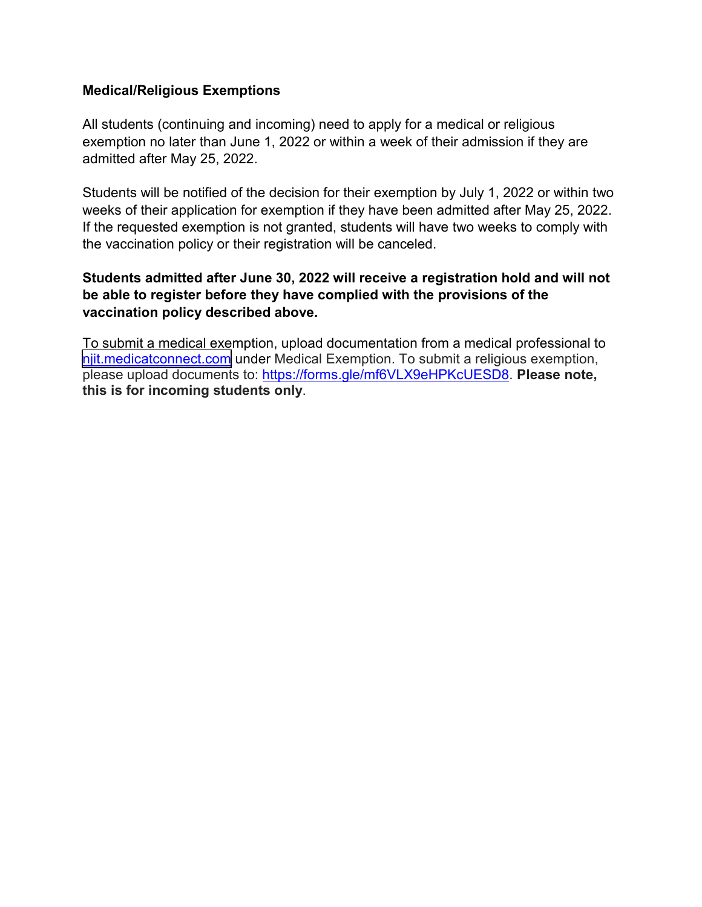**Medical/Religious Exemptions**

All students (continuing and incoming) need to apply for a medical or religious exemption no later than June 1, 2022 or within a week of their admission if they are admitted after May 25, 2022.

Students will be notified of the decision for their exemption by July 1, 2022 or within two weeks of their application for exemption if they have been admitted after May 25, 2022. If the requested exemption is not granted, students will have two weeks to comply with the vaccination policy or their registration will be canceled.

**Students admitted after June 30, 2022 will receive a registration hold and will not be able to register before they have complied with the provisions of the vaccination policy described above.**

To submit a medical exemption, upload documentation from a medical professional to njit.medicatconnect.com under Medical Exemption. To submit a religious exemption, please upload documents to: https://forms.gle/mf6VLX9eHPKcUESD8. **Please note, this is for incoming students only**.